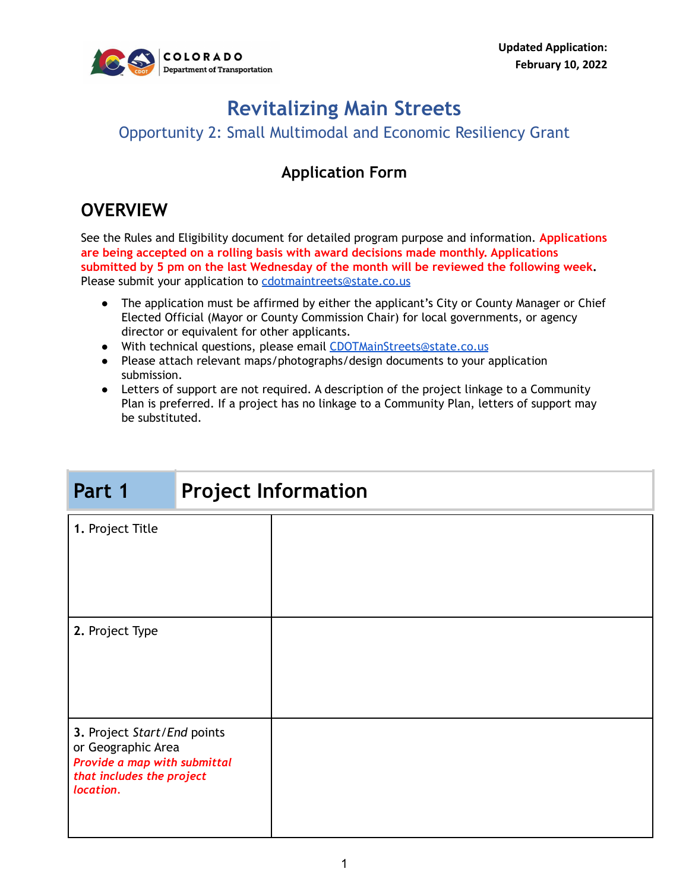COLORADO
Department of Transportation

**Updated Application: February 10, 2022**

# Revitalizing Main Streets

## Opportunity 2: Small Multimodal and Economic Resiliency Grant

### Application Form

## OVERVIEW

See the Rules and Eligibility document for detailed program purpose and information. **Applications are being accepted on a rolling basis with award decisions made monthly. Applications submitted by 5 pm on the last Wednesday of the month will be reviewed the following week**. Please submit your application to cdotmaintreets@state.co.us

- The application must be affirmed by either the applicant's City or County Manager or Chief Elected Official (Mayor or County Commission Chair) for local governments, or agency director or equivalent for other applicants.
- With technical questions, please email CDOTMainStreets@state.co.us
- Please attach relevant maps/photographs/design documents to your application submission.
- Letters of support are not required. A description of the project linkage to a Community Plan is preferred. If a project has no linkage to a Community Plan, letters of support may be substituted.

| Part 1 | Project Information |
|---|---|
| **1.** Project Title | |
| **2.** Project Type | |
| **3.** Project *Start*/*End* points or Geographic Area ***Provide a map with submittal that includes the project location.*** | |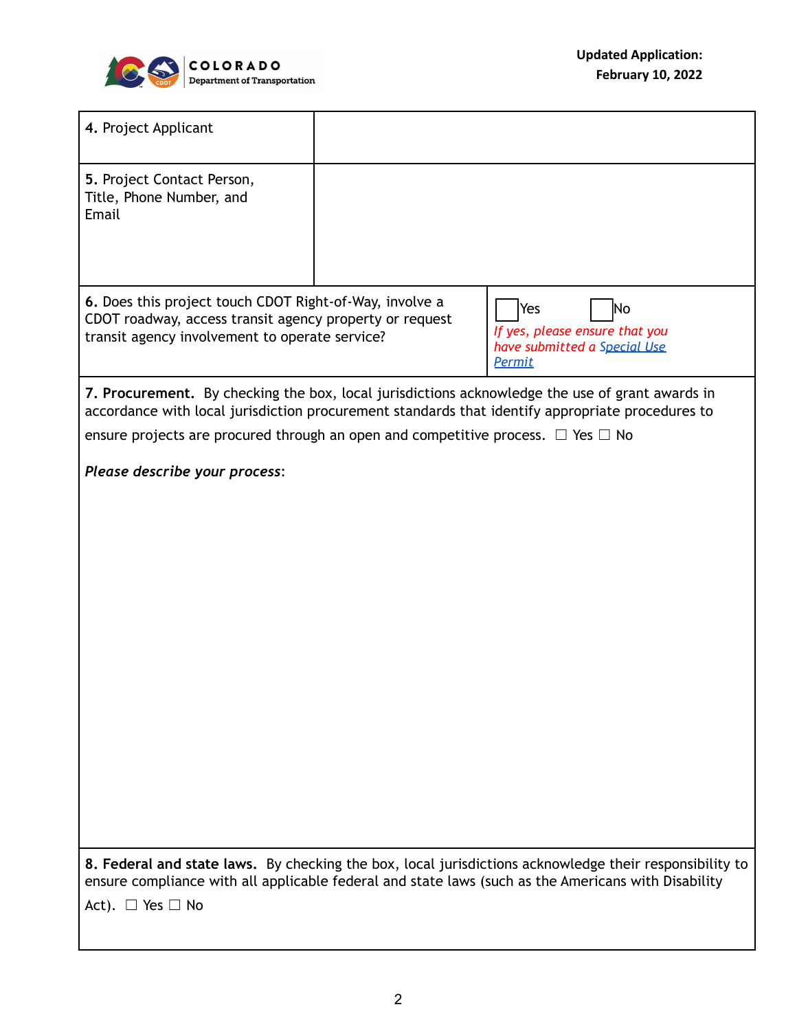| | |
|---|---|
| **4.** Project Applicant | |
| **5.** Project Contact Person, Title, Phone Number, and Email | |
| **6.** Does this project touch CDOT Right-of-Way, involve a CDOT roadway, access transit agency property or request transit agency involvement to operate service? | ☐ Yes ☐ No<br>*If yes, please ensure that you have submitted a [Special Use Permit]()* |

**7. Procurement.** By checking the box, local jurisdictions acknowledge the use of grant awards in accordance with local jurisdiction procurement standards that identify appropriate procedures to ensure projects are procured through an open and competitive process. ☐ Yes ☐ No

***Please describe your process***:

**8. Federal and state laws.** By checking the box, local jurisdictions acknowledge their responsibility to ensure compliance with all applicable federal and state laws (such as the Americans with Disability Act). ☐ Yes ☐ No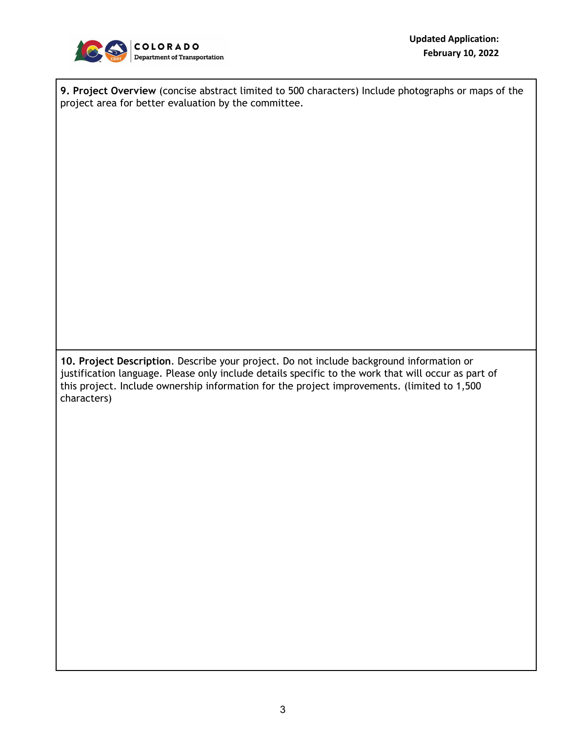**9. Project Overview** (concise abstract limited to 500 characters) Include photographs or maps of the project area for better evaluation by the committee.

**10. Project Description**. Describe your project. Do not include background information or justification language. Please only include details specific to the work that will occur as part of this project. Include ownership information for the project improvements. (limited to 1,500 characters)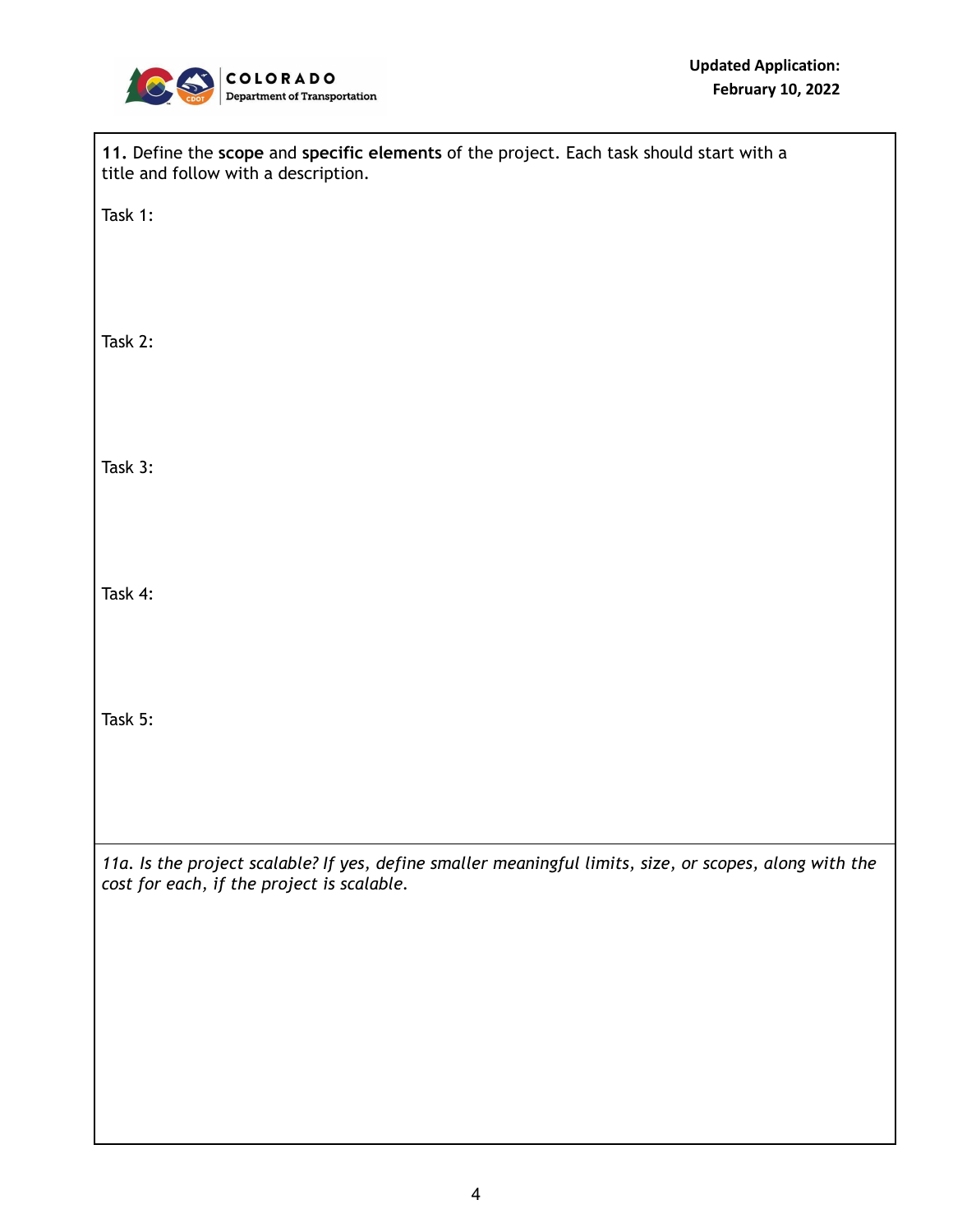**11.** Define the **scope** and **specific elements** of the project. Each task should start with a title and follow with a description.

Task 1:

Task 2:

Task 3:

Task 4:

Task 5:

*11a. Is the project scalable? If yes, define smaller meaningful limits, size, or scopes, along with the cost for each, if the project is scalable.*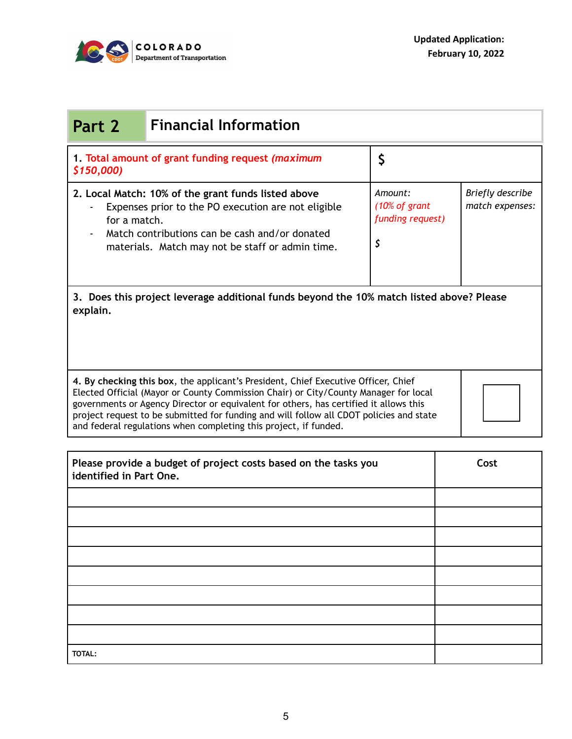## Part 2 Financial Information

| | | |
|---|---|---|
| 1. **Total amount of grant funding request *(maximum $150,000)*** | $ | |
| **2. Local Match: 10% of the grant funds listed above**<br>- Expenses prior to the PO execution are not eligible for a match.<br>- Match contributions can be cash and/or donated materials. Match may not be staff or admin time. | *Amount:*<br>*(10% of grant funding request)*<br><br>$ | *Briefly describe match expenses:* |
| **3. Does this project leverage additional funds beyond the 10% match listed above? Please explain.** | | |
| **4. By checking this box**, the applicant's President, Chief Executive Officer, Chief Elected Official (Mayor or County Commission Chair) or City/County Manager for local governments or Agency Director or equivalent for others, has certified it allows this project request to be submitted for funding and will follow all CDOT policies and state and federal regulations when completing this project, if funded. | ☐ | |

| **Please provide a budget of project costs based on the tasks you identified in Part One.** | **Cost** |
|---|---|
| | |
| | |
| | |
| | |
| | |
| | |
| | |
| | |
| **TOTAL:** | |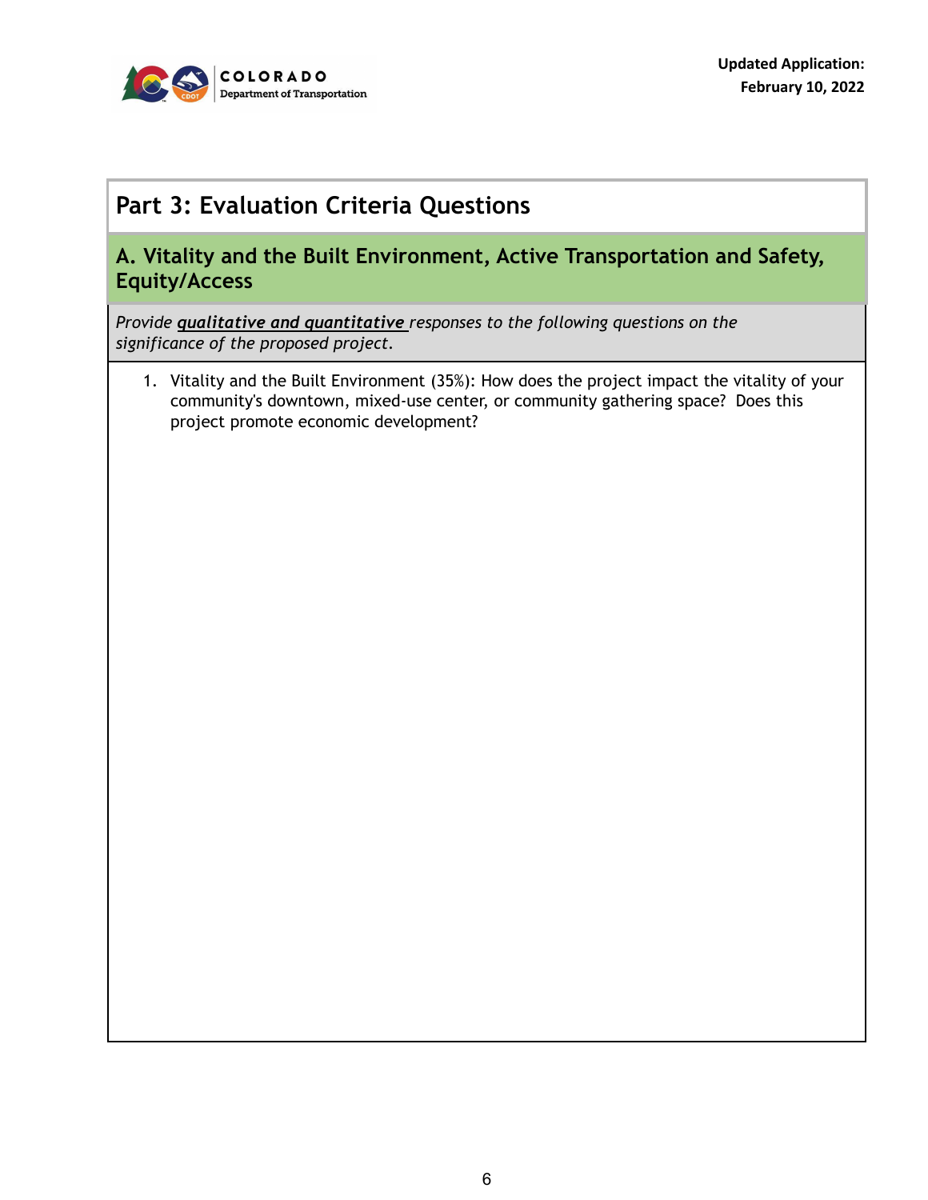## Part 3: Evaluation Criteria Questions

### A. Vitality and the Built Environment, Active Transportation and Safety, Equity/Access

*Provide **qualitative and quantitative** responses to the following questions on the significance of the proposed project.*

1. Vitality and the Built Environment (35%): How does the project impact the vitality of your community's downtown, mixed-use center, or community gathering space? Does this project promote economic development?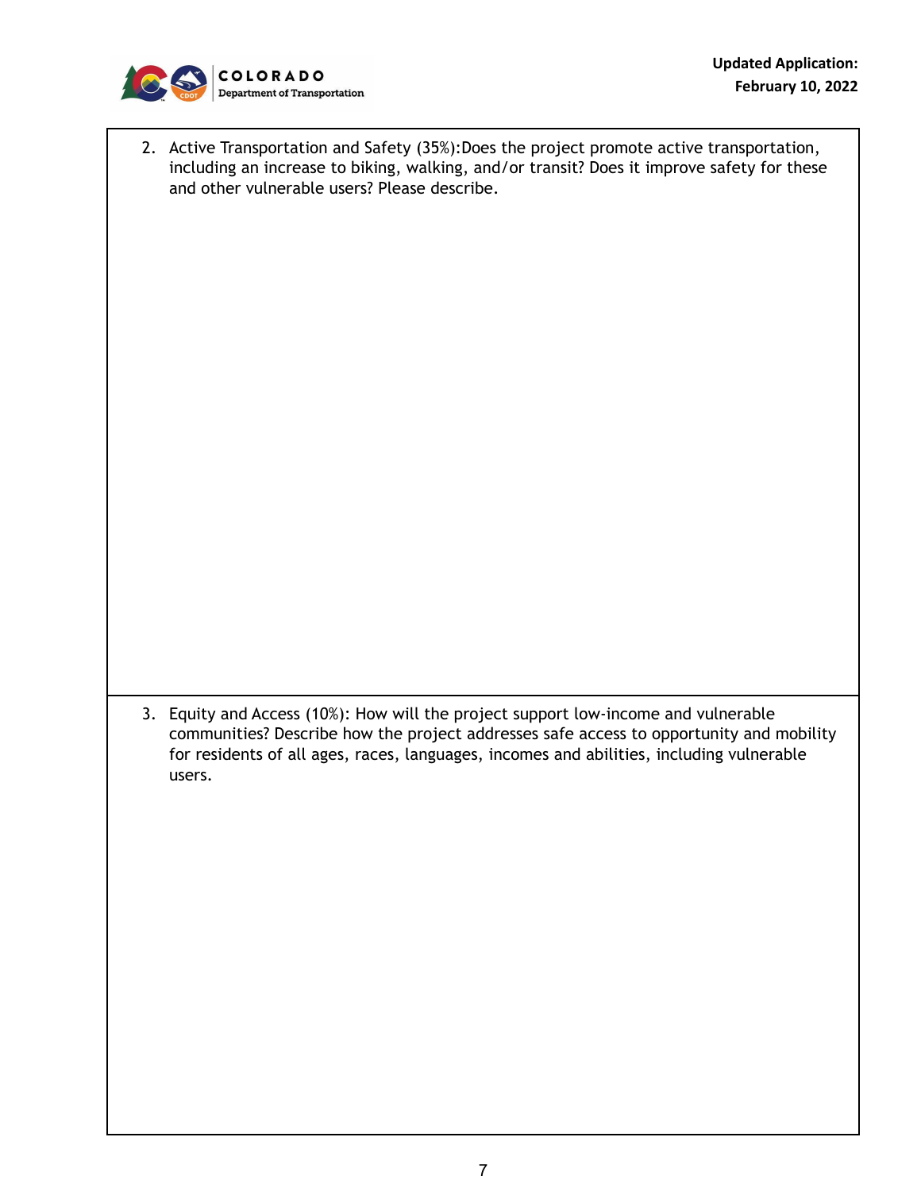2. Active Transportation and Safety (35%):Does the project promote active transportation, including an increase to biking, walking, and/or transit? Does it improve safety for these and other vulnerable users? Please describe.

3. Equity and Access (10%): How will the project support low-income and vulnerable communities? Describe how the project addresses safe access to opportunity and mobility for residents of all ages, races, languages, incomes and abilities, including vulnerable users.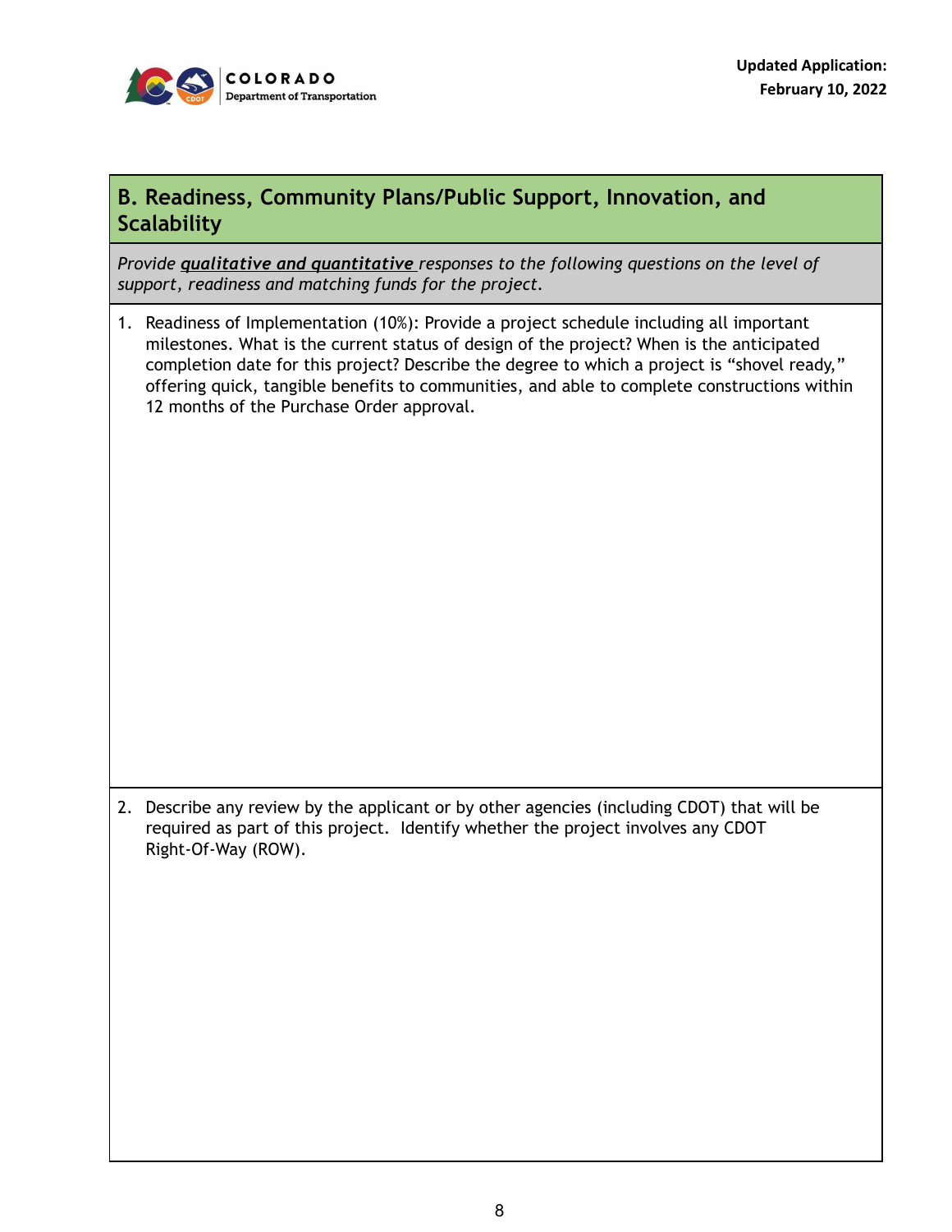## B. Readiness, Community Plans/Public Support, Innovation, and Scalability

*Provide **qualitative and quantitative** responses to the following questions on the level of support, readiness and matching funds for the project.*

1. Readiness of Implementation (10%): Provide a project schedule including all important milestones. What is the current status of design of the project? When is the anticipated completion date for this project? Describe the degree to which a project is "shovel ready," offering quick, tangible benefits to communities, and able to complete constructions within 12 months of the Purchase Order approval.

2. Describe any review by the applicant or by other agencies (including CDOT) that will be required as part of this project. Identify whether the project involves any CDOT Right-Of-Way (ROW).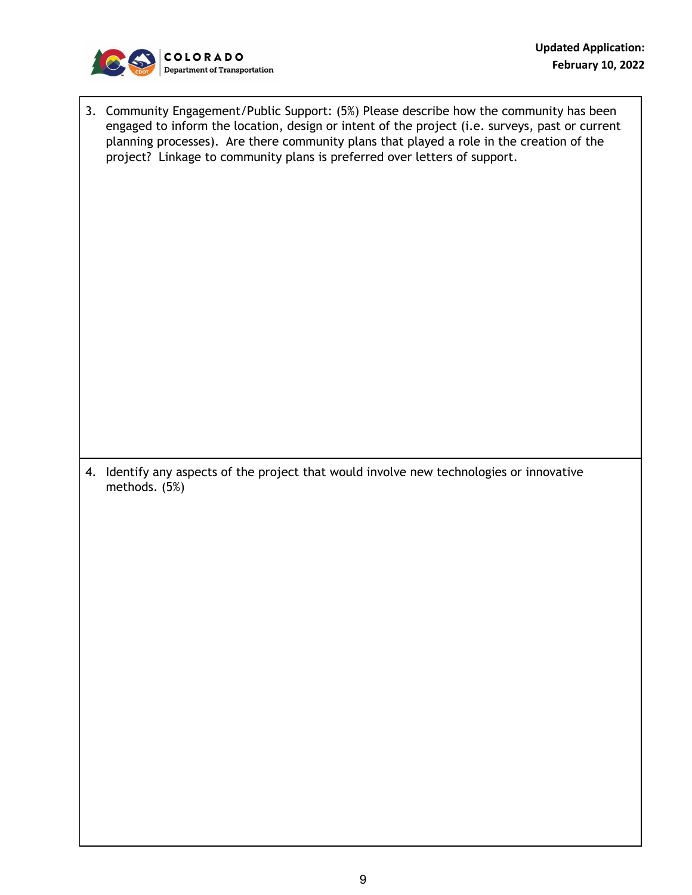3. Community Engagement/Public Support: (5%) Please describe how the community has been engaged to inform the location, design or intent of the project (i.e. surveys, past or current planning processes). Are there community plans that played a role in the creation of the project? Linkage to community plans is preferred over letters of support.

4. Identify any aspects of the project that would involve new technologies or innovative methods. (5%)